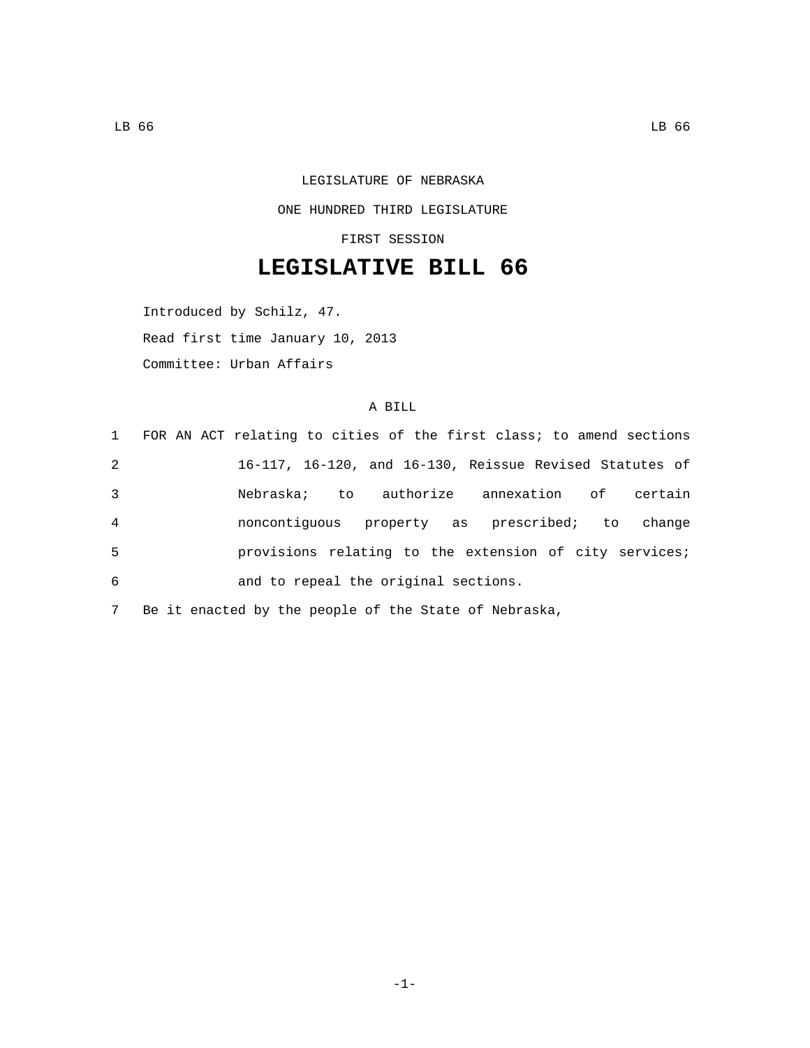LEGISLATURE OF NEBRASKA

ONE HUNDRED THIRD LEGISLATURE

FIRST SESSION

# LEGISLATIVE BILL 66

Introduced by Schilz, 47.

Read first time January 10, 2013

Committee: Urban Affairs

A BILL

1 FOR AN ACT relating to cities of the first class; to amend sections
2 16-117, 16-120, and 16-130, Reissue Revised Statutes of
3 Nebraska; to authorize annexation of certain
4 noncontiguous property as prescribed; to change
5 provisions relating to the extension of city services;
6 and to repeal the original sections.
7 Be it enacted by the people of the State of Nebraska,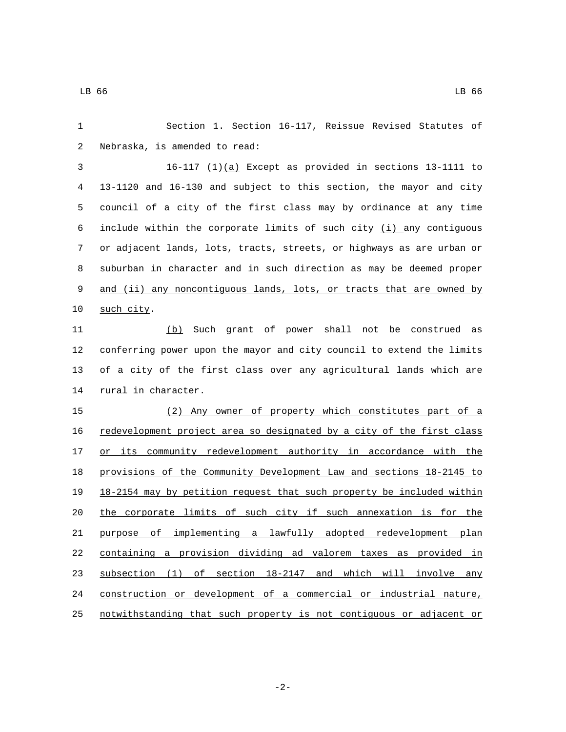Section 1. Section 16-117, Reissue Revised Statutes of Nebraska, is amended to read:

16-117 (1)<u>(a)</u> Except as provided in sections 13-1111 to 13-1120 and 16-130 and subject to this section, the mayor and city council of a city of the first class may by ordinance at any time include within the corporate limits of such city <u>(i)</u> any contiguous or adjacent lands, lots, tracts, streets, or highways as are urban or suburban in character and in such direction as may be deemed proper <u>and (ii) any noncontiguous lands, lots, or tracts that are owned by such city</u>.

<u>(b)</u> Such grant of power shall not be construed as conferring power upon the mayor and city council to extend the limits of a city of the first class over any agricultural lands which are rural in character.

<u>(2) Any owner of property which constitutes part of a redevelopment project area so designated by a city of the first class or its community redevelopment authority in accordance with the provisions of the Community Development Law and sections 18-2145 to 18-2154 may by petition request that such property be included within the corporate limits of such city if such annexation is for the purpose of implementing a lawfully adopted redevelopment plan containing a provision dividing ad valorem taxes as provided in subsection (1) of section 18-2147 and which will involve any construction or development of a commercial or industrial nature, notwithstanding that such property is not contiguous or adjacent or</u>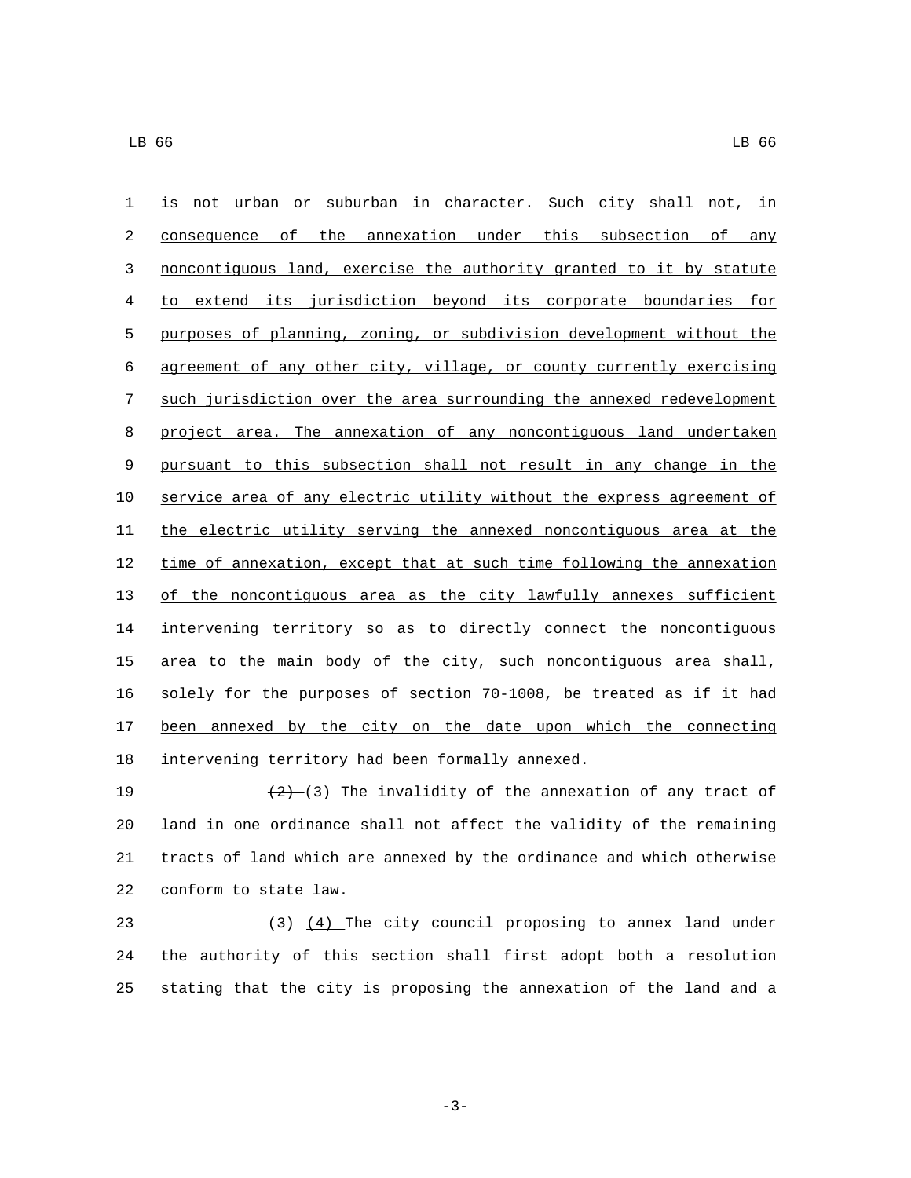is not urban or suburban in character. Such city shall not, in consequence of the annexation under this subsection of any noncontiguous land, exercise the authority granted to it by statute to extend its jurisdiction beyond its corporate boundaries for purposes of planning, zoning, or subdivision development without the agreement of any other city, village, or county currently exercising such jurisdiction over the area surrounding the annexed redevelopment project area. The annexation of any noncontiguous land undertaken pursuant to this subsection shall not result in any change in the service area of any electric utility without the express agreement of the electric utility serving the annexed noncontiguous area at the time of annexation, except that at such time following the annexation of the noncontiguous area as the city lawfully annexes sufficient intervening territory so as to directly connect the noncontiguous area to the main body of the city, such noncontiguous area shall, solely for the purposes of section 70-1008, be treated as if it had been annexed by the city on the date upon which the connecting intervening territory had been formally annexed.

~~(2)~~ (3) The invalidity of the annexation of any tract of land in one ordinance shall not affect the validity of the remaining tracts of land which are annexed by the ordinance and which otherwise conform to state law.

~~(3)~~ (4) The city council proposing to annex land under the authority of this section shall first adopt both a resolution stating that the city is proposing the annexation of the land and a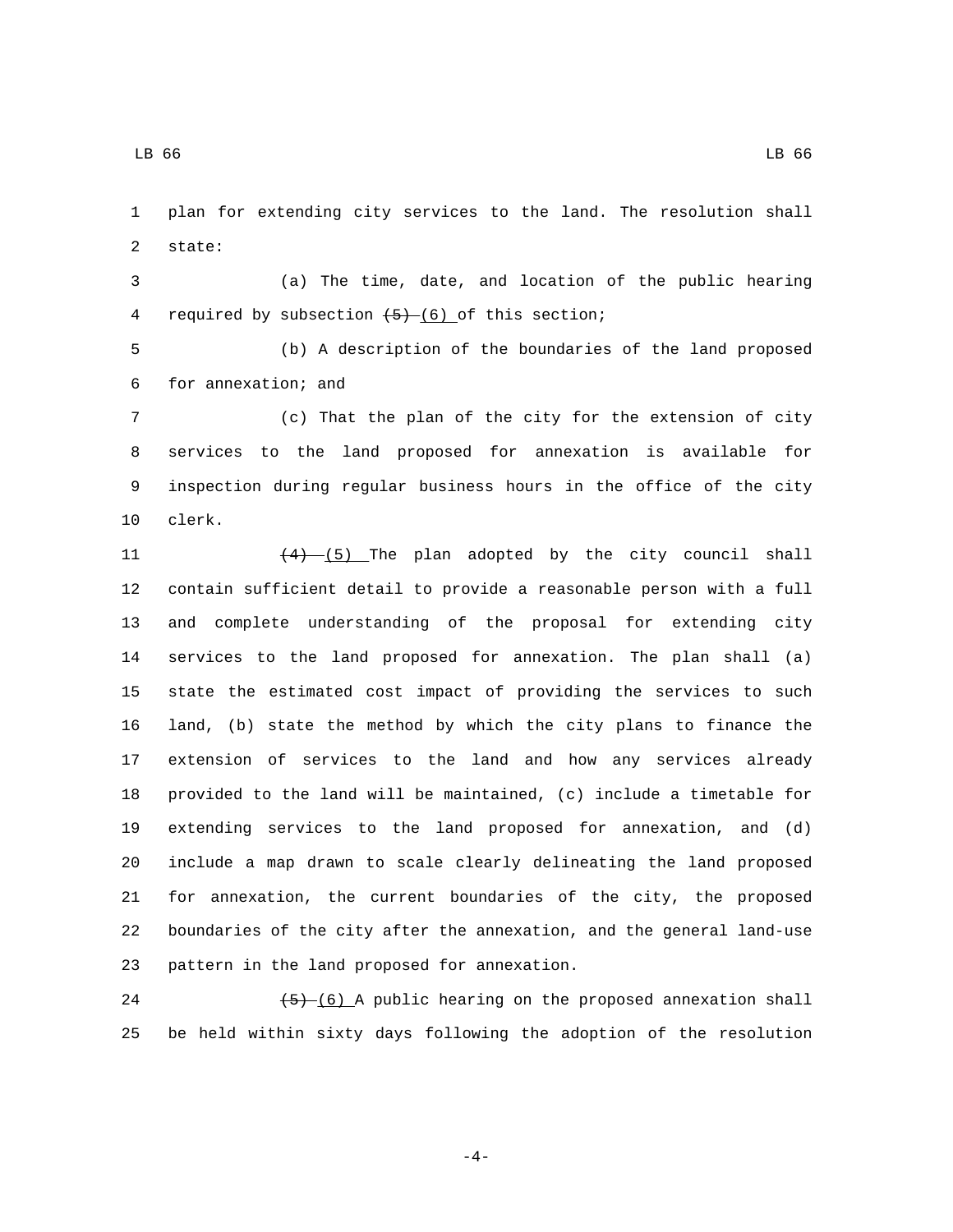plan for extending city services to the land. The resolution shall state:

(a) The time, date, and location of the public hearing required by subsection ~~(5)~~ (6) of this section;

(b) A description of the boundaries of the land proposed for annexation; and

(c) That the plan of the city for the extension of city services to the land proposed for annexation is available for inspection during regular business hours in the office of the city clerk.

~~(4)~~ (5) The plan adopted by the city council shall contain sufficient detail to provide a reasonable person with a full and complete understanding of the proposal for extending city services to the land proposed for annexation. The plan shall (a) state the estimated cost impact of providing the services to such land, (b) state the method by which the city plans to finance the extension of services to the land and how any services already provided to the land will be maintained, (c) include a timetable for extending services to the land proposed for annexation, and (d) include a map drawn to scale clearly delineating the land proposed for annexation, the current boundaries of the city, the proposed boundaries of the city after the annexation, and the general land-use pattern in the land proposed for annexation.

~~(5)~~ (6) A public hearing on the proposed annexation shall be held within sixty days following the adoption of the resolution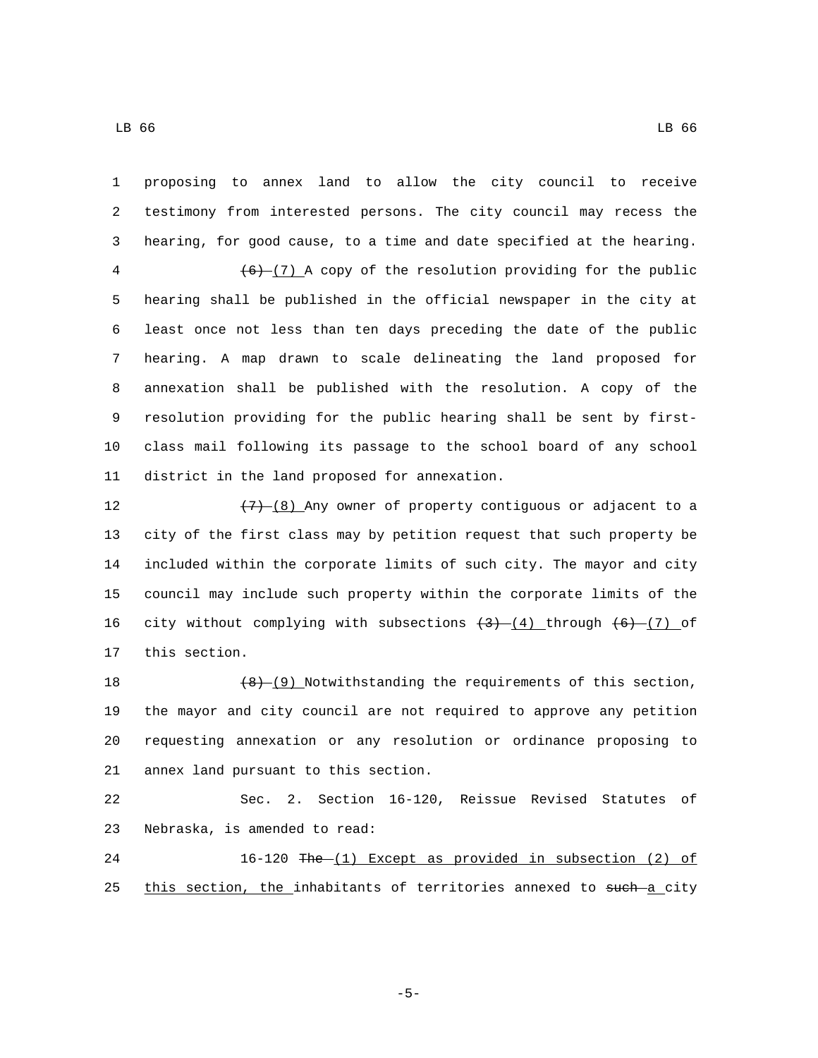proposing to annex land to allow the city council to receive testimony from interested persons. The city council may recess the hearing, for good cause, to a time and date specified at the hearing.

~~(6)~~ (7) A copy of the resolution providing for the public hearing shall be published in the official newspaper in the city at least once not less than ten days preceding the date of the public hearing. A map drawn to scale delineating the land proposed for annexation shall be published with the resolution. A copy of the resolution providing for the public hearing shall be sent by first-class mail following its passage to the school board of any school district in the land proposed for annexation.

~~(7)~~ (8) Any owner of property contiguous or adjacent to a city of the first class may by petition request that such property be included within the corporate limits of such city. The mayor and city council may include such property within the corporate limits of the city without complying with subsections ~~(3)~~ (4) through ~~(6)~~ (7) of this section.

~~(8)~~ (9) Notwithstanding the requirements of this section, the mayor and city council are not required to approve any petition requesting annexation or any resolution or ordinance proposing to annex land pursuant to this section.

Sec. 2. Section 16-120, Reissue Revised Statutes of Nebraska, is amended to read:

16-120 ~~The~~ (1) Except as provided in subsection (2) of this section, the inhabitants of territories annexed to ~~such~~ a city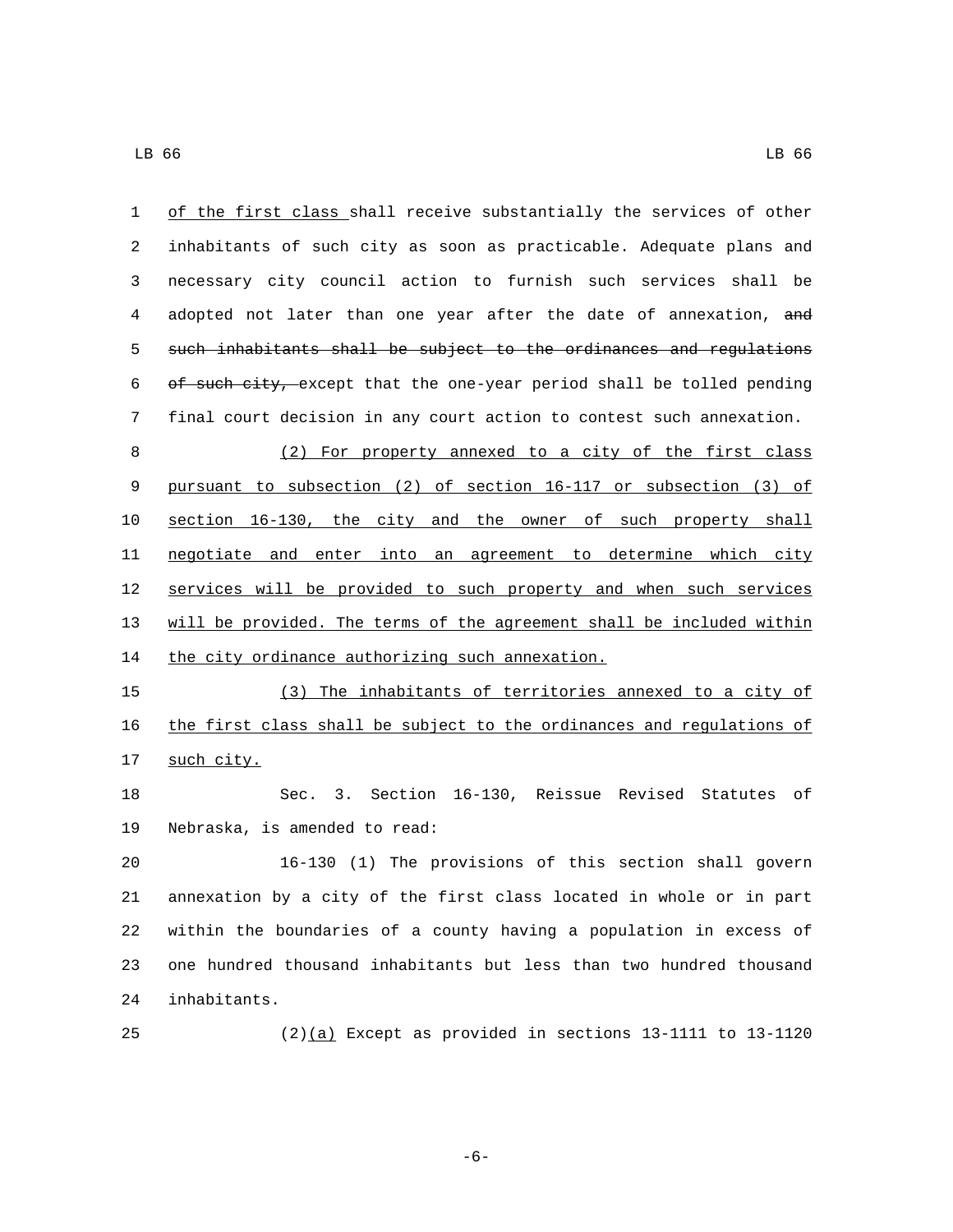of the first class shall receive substantially the services of other inhabitants of such city as soon as practicable. Adequate plans and necessary city council action to furnish such services shall be adopted not later than one year after the date of annexation, ~~and such inhabitants shall be subject to the ordinances and regulations of such city,~~ except that the one-year period shall be tolled pending final court decision in any court action to contest such annexation.

(2) For property annexed to a city of the first class pursuant to subsection (2) of section 16-117 or subsection (3) of section 16-130, the city and the owner of such property shall negotiate and enter into an agreement to determine which city services will be provided to such property and when such services will be provided. The terms of the agreement shall be included within the city ordinance authorizing such annexation.

(3) The inhabitants of territories annexed to a city of the first class shall be subject to the ordinances and regulations of such city.

Sec. 3. Section 16-130, Reissue Revised Statutes of Nebraska, is amended to read:

16-130 (1) The provisions of this section shall govern annexation by a city of the first class located in whole or in part within the boundaries of a county having a population in excess of one hundred thousand inhabitants but less than two hundred thousand inhabitants.

(2)(a) Except as provided in sections 13-1111 to 13-1120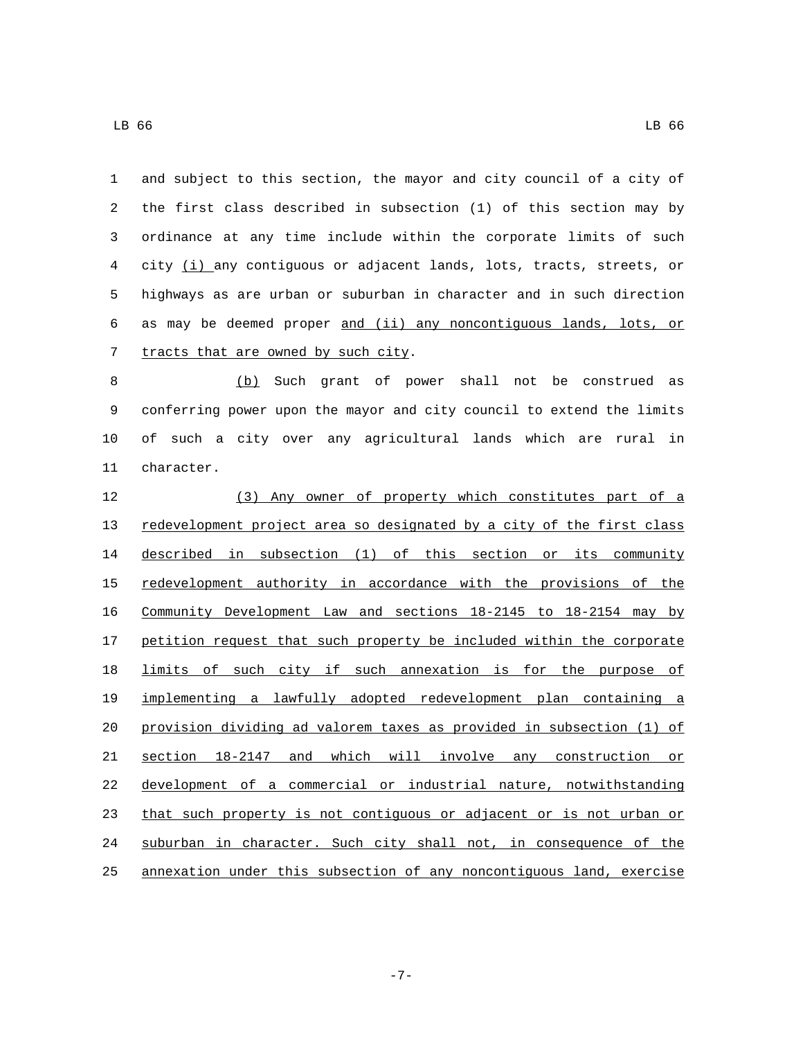and subject to this section, the mayor and city council of a city of the first class described in subsection (1) of this section may by ordinance at any time include within the corporate limits of such city (i) any contiguous or adjacent lands, lots, tracts, streets, or highways as are urban or suburban in character and in such direction as may be deemed proper and (ii) any noncontiguous lands, lots, or tracts that are owned by such city.

(b) Such grant of power shall not be construed as conferring power upon the mayor and city council to extend the limits of such a city over any agricultural lands which are rural in character.

(3) Any owner of property which constitutes part of a redevelopment project area so designated by a city of the first class described in subsection (1) of this section or its community redevelopment authority in accordance with the provisions of the Community Development Law and sections 18-2145 to 18-2154 may by petition request that such property be included within the corporate limits of such city if such annexation is for the purpose of implementing a lawfully adopted redevelopment plan containing a provision dividing ad valorem taxes as provided in subsection (1) of section 18-2147 and which will involve any construction or development of a commercial or industrial nature, notwithstanding that such property is not contiguous or adjacent or is not urban or suburban in character. Such city shall not, in consequence of the annexation under this subsection of any noncontiguous land, exercise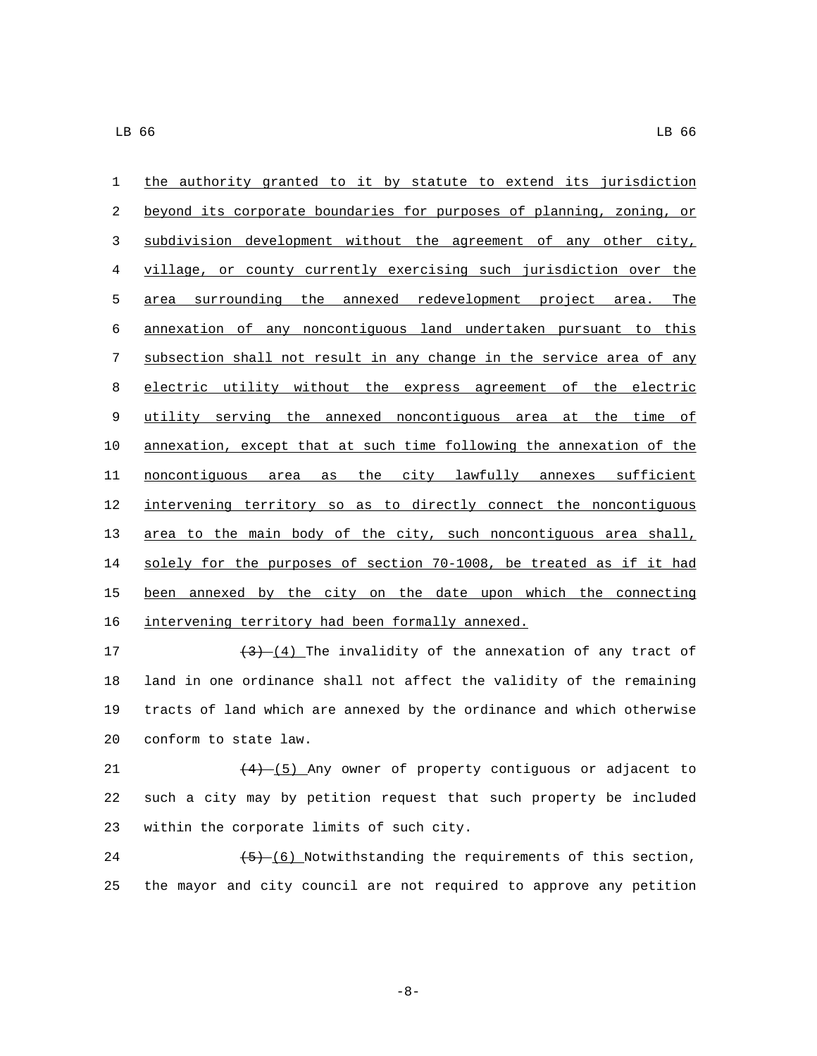the authority granted to it by statute to extend its jurisdiction beyond its corporate boundaries for purposes of planning, zoning, or subdivision development without the agreement of any other city, village, or county currently exercising such jurisdiction over the area surrounding the annexed redevelopment project area. The annexation of any noncontiguous land undertaken pursuant to this subsection shall not result in any change in the service area of any electric utility without the express agreement of the electric utility serving the annexed noncontiguous area at the time of annexation, except that at such time following the annexation of the noncontiguous area as the city lawfully annexes sufficient intervening territory so as to directly connect the noncontiguous area to the main body of the city, such noncontiguous area shall, solely for the purposes of section 70-1008, be treated as if it had been annexed by the city on the date upon which the connecting intervening territory had been formally annexed.

~~(3)~~ (4) The invalidity of the annexation of any tract of land in one ordinance shall not affect the validity of the remaining tracts of land which are annexed by the ordinance and which otherwise conform to state law.

~~(4)~~ (5) Any owner of property contiguous or adjacent to such a city may by petition request that such property be included within the corporate limits of such city.

~~(5)~~ (6) Notwithstanding the requirements of this section, the mayor and city council are not required to approve any petition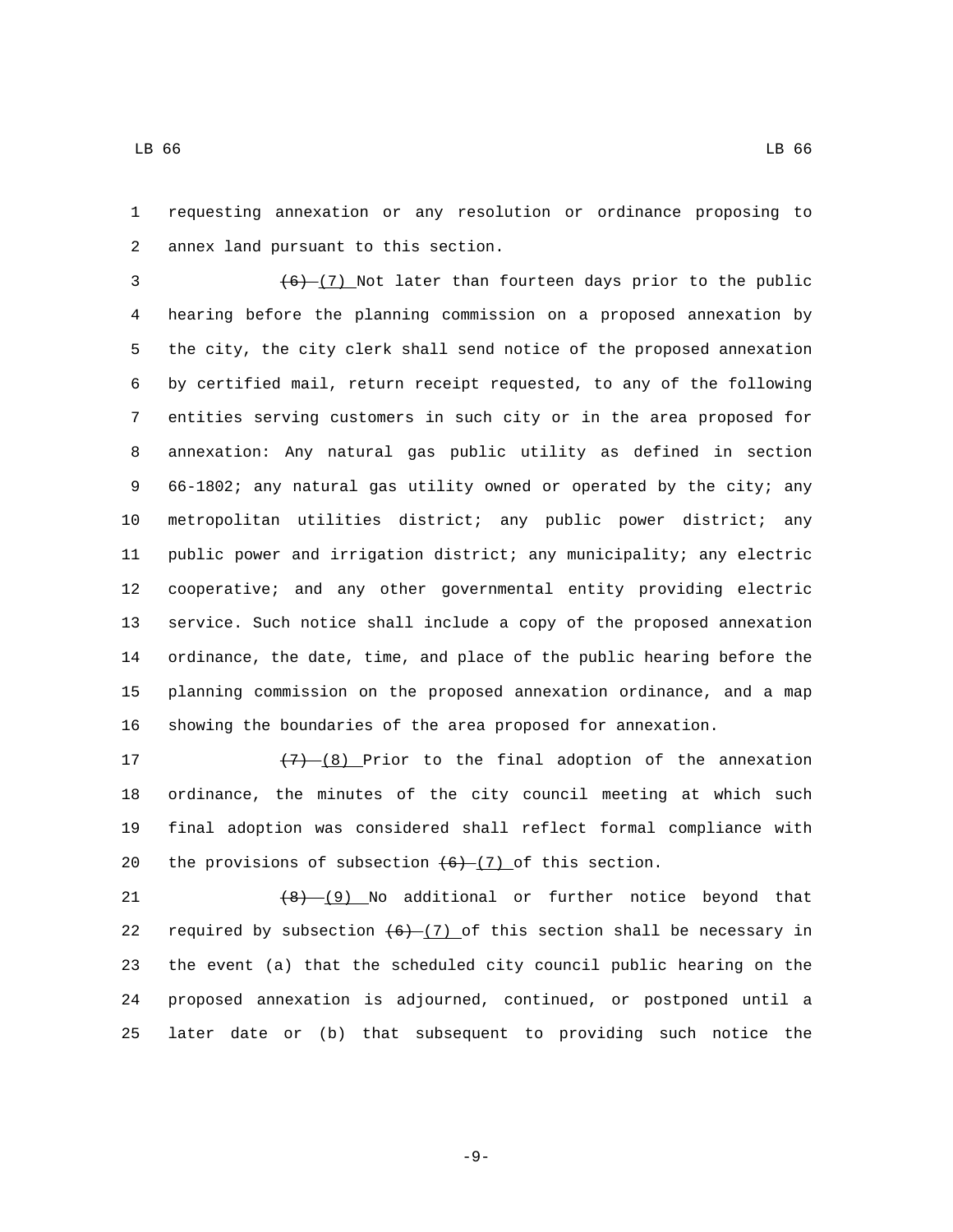requesting annexation or any resolution or ordinance proposing to annex land pursuant to this section.

~~(6)~~ (7) Not later than fourteen days prior to the public hearing before the planning commission on a proposed annexation by the city, the city clerk shall send notice of the proposed annexation by certified mail, return receipt requested, to any of the following entities serving customers in such city or in the area proposed for annexation: Any natural gas public utility as defined in section 66-1802; any natural gas utility owned or operated by the city; any metropolitan utilities district; any public power district; any public power and irrigation district; any municipality; any electric cooperative; and any other governmental entity providing electric service. Such notice shall include a copy of the proposed annexation ordinance, the date, time, and place of the public hearing before the planning commission on the proposed annexation ordinance, and a map showing the boundaries of the area proposed for annexation.

~~(7)~~ (8) Prior to the final adoption of the annexation ordinance, the minutes of the city council meeting at which such final adoption was considered shall reflect formal compliance with the provisions of subsection ~~(6)~~ (7) of this section.

~~(8)~~ (9) No additional or further notice beyond that required by subsection ~~(6)~~ (7) of this section shall be necessary in the event (a) that the scheduled city council public hearing on the proposed annexation is adjourned, continued, or postponed until a later date or (b) that subsequent to providing such notice the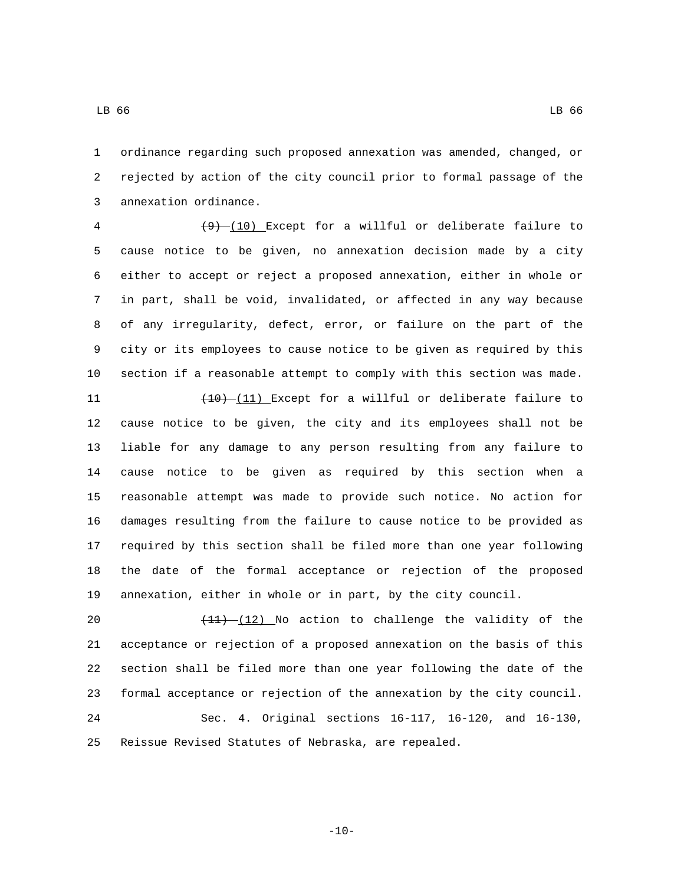ordinance regarding such proposed annexation was amended, changed, or rejected by action of the city council prior to formal passage of the annexation ordinance.

~~(9)~~ (10) Except for a willful or deliberate failure to cause notice to be given, no annexation decision made by a city either to accept or reject a proposed annexation, either in whole or in part, shall be void, invalidated, or affected in any way because of any irregularity, defect, error, or failure on the part of the city or its employees to cause notice to be given as required by this section if a reasonable attempt to comply with this section was made.

~~(10)~~ (11) Except for a willful or deliberate failure to cause notice to be given, the city and its employees shall not be liable for any damage to any person resulting from any failure to cause notice to be given as required by this section when a reasonable attempt was made to provide such notice. No action for damages resulting from the failure to cause notice to be provided as required by this section shall be filed more than one year following the date of the formal acceptance or rejection of the proposed annexation, either in whole or in part, by the city council.

~~(11)~~ (12) No action to challenge the validity of the acceptance or rejection of a proposed annexation on the basis of this section shall be filed more than one year following the date of the formal acceptance or rejection of the annexation by the city council.

Sec. 4. Original sections 16-117, 16-120, and 16-130, Reissue Revised Statutes of Nebraska, are repealed.